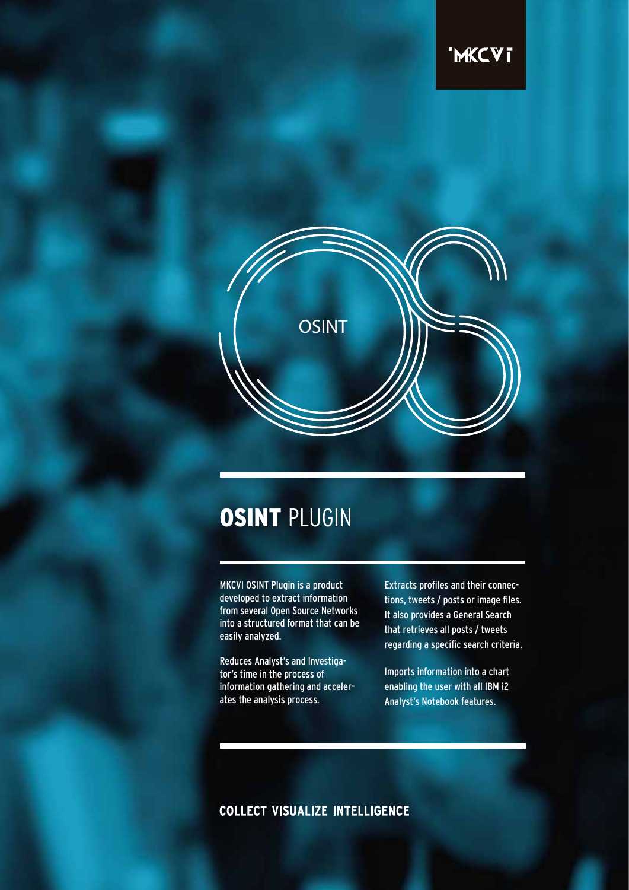MKCVI

OSINT

# **OSINT** PLUGIN

MKCVI OSINT Plugin is a product developed to extract information from several Open Source Networks into a structured format that can be easily analyzed.

Reduces Analyst's and Investigator's time in the process of information gathering and accelerates the analysis process.

Extracts profiles and their connections, tweets / posts or image files. It also provides a General Search that retrieves all posts / tweets regarding a specific search criteria.

Imports information into a chart enabling the user with all IBM i2 Analyst's Notebook features.

**COLLECT VISUALIZE INTELLIGENCE**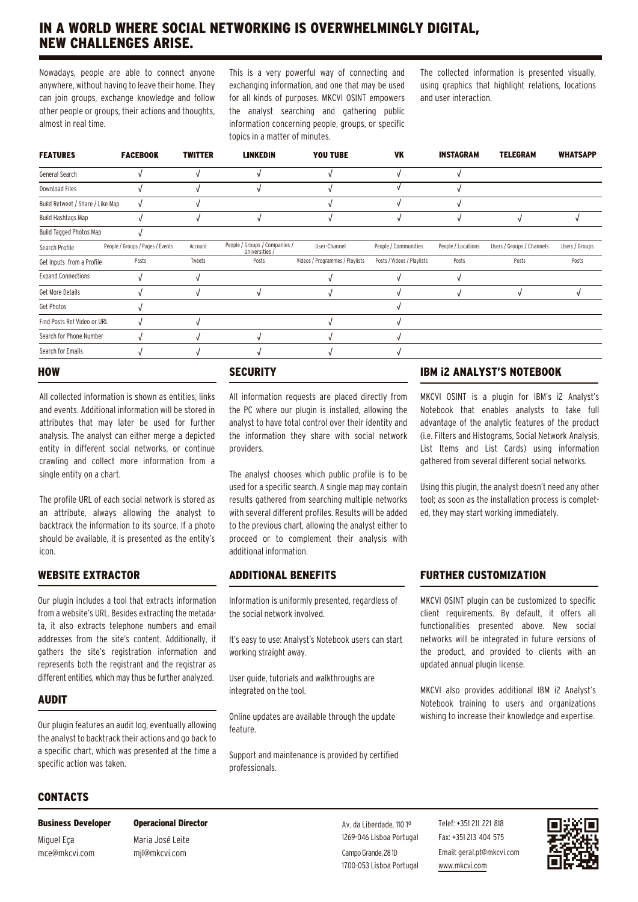## IN A WORLD WHERE SOCIAL NETWORKING IS OVERWHELMINGLY DIGITAL, NEW CHALLENGES ARISE.

Nowadays, people are able to connect anyone anywhere, without having to leave their home. They can join groups, exchange knowledge and follow other people or groups, their actions and thoughts, almost in real time.

This is a very powerful way of connecting and exchanging information, and one that may be used for all kinds of purposes. MKCVI OSINT empowers the analyst searching and gathering public information concerning people, groups, or specific topics in a matter of minutes.

The collected information is presented visually, using graphics that highlight relations, locations and user interaction.

| FEATURES | FACEBOOK | TWITTER | LINKEDIN | YOU TUBE | VK | INSTAGRAM | TELEGRAM | WHATSAPP |
|---|---|---|---|---|---|---|---|---|
| General Search | √ | √ | √ | √ | √ | √ | | |
| Download Files | √ | √ | √ | √ | √ | √ | | |
| Build Retweet / Share / Like Map | √ | √ | | √ | √ | √ | | |
| Build Hashtags Map | √ | √ | √ | √ | √ | √ | √ | √ |
| Build Tagged Photos Map | √ | | | | | | | |
| Search Profile | People / Groups / Pages / Events | Account | People / Groups / Companies / Universities / | User-Channel | People / Communities | People / Locations | Users / Groups / Channels | Users / Groups |
| Get Inputs from a Profile | Posts | Tweets | Posts | Videos / Programmes / Playlists | Posts / Videos / Playlists | Posts | Posts | Posts |
| Expand Connections | √ | √ | | √ | √ | √ | | |
| Get More Details | √ | √ | √ | √ | √ | √ | √ | √ |
| Get Photos | √ | | | | √ | | | |
| Find Posts Ref Video or URL | √ | √ | | √ | √ | | | |
| Search for Phone Number | √ | √ | √ | √ | √ | | | |
| Search for Emails | √ | √ | √ | √ | √ | | | |

## HOW

All collected information is shown as entities, links and events. Additional information will be stored in attributes that may later be used for further analysis. The analyst can either merge a depicted entity in different social networks, or continue crawling and collect more information from a single entity on a chart.

The profile URL of each social network is stored as an attribute, always allowing the analyst to backtrack the information to its source. If a photo should be available, it is presented as the entity's icon.

## WEBSITE EXTRACTOR

Our plugin includes a tool that extracts information from a website's URL. Besides extracting the metadata, it also extracts telephone numbers and email addresses from the site's content. Additionally, it gathers the site's registration information and represents both the registrant and the registrar as different entities, which may thus be further analyzed.

## AUDIT

Our plugin features an audit log, eventually allowing the analyst to backtrack their actions and go back to a specific chart, which was presented at the time a specific action was taken.

## SECURITY

All information requests are placed directly from the PC where our plugin is installed, allowing the analyst to have total control over their identity and the information they share with social network providers.

The analyst chooses which public profile is to be used for a specific search. A single map may contain results gathered from searching multiple networks with several different profiles. Results will be added to the previous chart, allowing the analyst either to proceed or to complement their analysis with additional information.

## ADDITIONAL BENEFITS

Information is uniformly presented, regardless of the social network involved.

It's easy to use: Analyst's Notebook users can start working straight away.

User guide, tutorials and walkthroughs are integrated on the tool.

Online updates are available through the update feature.

Support and maintenance is provided by certified professionals.

## IBM i2 ANALYST'S NOTEBOOK

MKCVI OSINT is a plugin for IBM's i2 Analyst's Notebook that enables analysts to take full advantage of the analytic features of the product (i.e. Filters and Histograms, Social Network Analysis, List Items and List Cards) using information gathered from several different social networks.

Using this plugin, the analyst doesn't need any other tool; as soon as the installation process is completed, they may start working immediately.

## FURTHER CUSTOMIZATION

MKCVI OSINT plugin can be customized to specific client requirements. By default, it offers all functionalities presented above. New social networks will be integrated in future versions of the product, and provided to clients with an updated annual plugin license.

MKCVI also provides additional IBM i2 Analyst's Notebook training to users and organizations wishing to increase their knowledge and expertise.

## CONTACTS

**Business Developer**
Miguel Eça
mce@mkcvi.com

**Operacional Director**
Maria José Leite
mjl@mkcvi.com

Av. da Liberdade, 110 1º
1269-046 Lisboa Portugal

Campo Grande, 28 1D
1700-053 Lisboa Portugal

Telef: +351 211 221 818
Fax: +351 213 404 575
Email: geral.pt@mkcvi.com
www.mkcvi.com